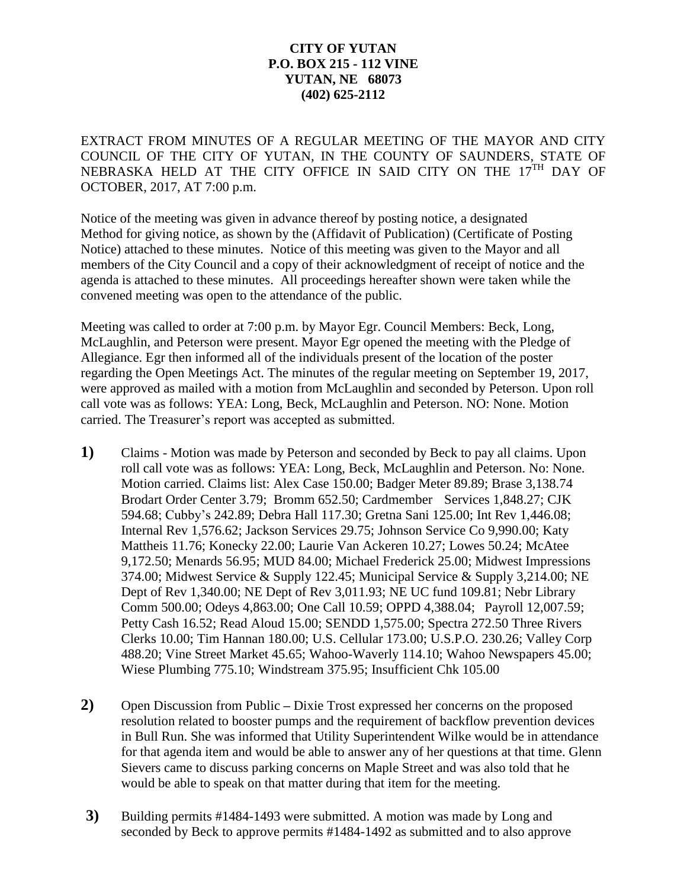**CITY OF YUTAN**
**P.O. BOX 215 - 112 VINE**
**YUTAN, NE 68073**
**(402) 625-2112**

EXTRACT FROM MINUTES OF A REGULAR MEETING OF THE MAYOR AND CITY COUNCIL OF THE CITY OF YUTAN, IN THE COUNTY OF SAUNDERS, STATE OF NEBRASKA HELD AT THE CITY OFFICE IN SAID CITY ON THE 17TH DAY OF OCTOBER, 2017, AT 7:00 p.m.

Notice of the meeting was given in advance thereof by posting notice, a designated Method for giving notice, as shown by the (Affidavit of Publication) (Certificate of Posting Notice) attached to these minutes. Notice of this meeting was given to the Mayor and all members of the City Council and a copy of their acknowledgment of receipt of notice and the agenda is attached to these minutes. All proceedings hereafter shown were taken while the convened meeting was open to the attendance of the public.

Meeting was called to order at 7:00 p.m. by Mayor Egr. Council Members: Beck, Long, McLaughlin, and Peterson were present. Mayor Egr opened the meeting with the Pledge of Allegiance. Egr then informed all of the individuals present of the location of the poster regarding the Open Meetings Act. The minutes of the regular meeting on September 19, 2017, were approved as mailed with a motion from McLaughlin and seconded by Peterson. Upon roll call vote was as follows: YEA: Long, Beck, McLaughlin and Peterson. NO: None. Motion carried. The Treasurer's report was accepted as submitted.

**1)** Claims - Motion was made by Peterson and seconded by Beck to pay all claims. Upon roll call vote was as follows: YEA: Long, Beck, McLaughlin and Peterson. No: None. Motion carried. Claims list: Alex Case 150.00; Badger Meter 89.89; Brase 3,138.74 Brodart Order Center 3.79; Bromm 652.50; Cardmember Services 1,848.27; CJK 594.68; Cubby's 242.89; Debra Hall 117.30; Gretna Sani 125.00; Int Rev 1,446.08; Internal Rev 1,576.62; Jackson Services 29.75; Johnson Service Co 9,990.00; Katy Mattheis 11.76; Konecky 22.00; Laurie Van Ackeren 10.27; Lowes 50.24; McAtee 9,172.50; Menards 56.95; MUD 84.00; Michael Frederick 25.00; Midwest Impressions 374.00; Midwest Service & Supply 122.45; Municipal Service & Supply 3,214.00; NE Dept of Rev 1,340.00; NE Dept of Rev 3,011.93; NE UC fund 109.81; Nebr Library Comm 500.00; Odeys 4,863.00; One Call 10.59; OPPD 4,388.04; Payroll 12,007.59; Petty Cash 16.52; Read Aloud 15.00; SENDD 1,575.00; Spectra 272.50 Three Rivers Clerks 10.00; Tim Hannan 180.00; U.S. Cellular 173.00; U.S.P.O. 230.26; Valley Corp 488.20; Vine Street Market 45.65; Wahoo-Waverly 114.10; Wahoo Newspapers 45.00; Wiese Plumbing 775.10; Windstream 375.95; Insufficient Chk 105.00

**2)** Open Discussion from Public – Dixie Trost expressed her concerns on the proposed resolution related to booster pumps and the requirement of backflow prevention devices in Bull Run. She was informed that Utility Superintendent Wilke would be in attendance for that agenda item and would be able to answer any of her questions at that time. Glenn Sievers came to discuss parking concerns on Maple Street and was also told that he would be able to speak on that matter during that item for the meeting.

**3)** Building permits #1484-1493 were submitted. A motion was made by Long and seconded by Beck to approve permits #1484-1492 as submitted and to also approve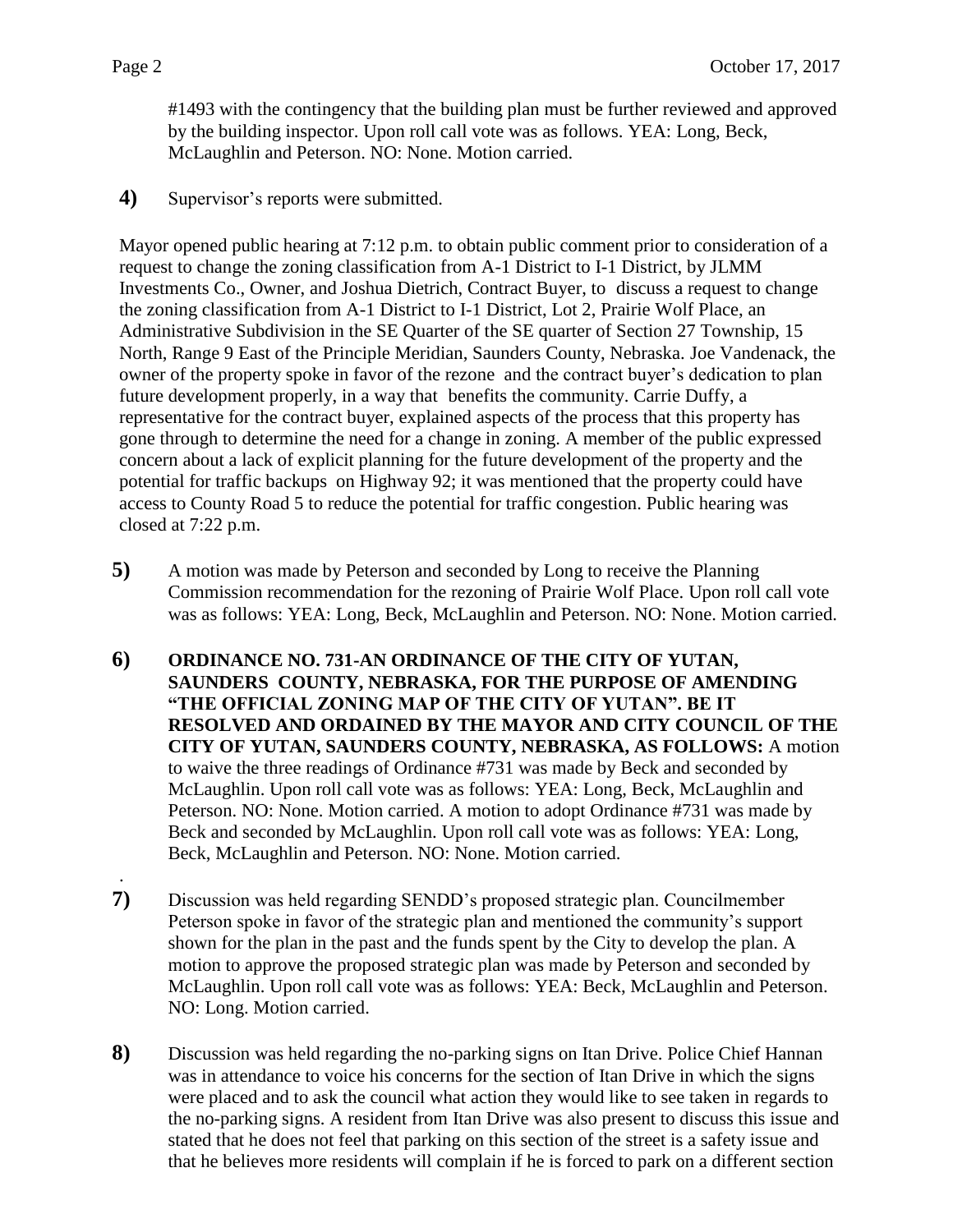#1493 with the contingency that the building plan must be further reviewed and approved by the building inspector. Upon roll call vote was as follows. YEA: Long, Beck, McLaughlin and Peterson. NO: None. Motion carried.

**4)** Supervisor's reports were submitted.

Mayor opened public hearing at 7:12 p.m. to obtain public comment prior to consideration of a request to change the zoning classification from A-1 District to I-1 District, by JLMM Investments Co., Owner, and Joshua Dietrich, Contract Buyer, to discuss a request to change the zoning classification from A-1 District to I-1 District, Lot 2, Prairie Wolf Place, an Administrative Subdivision in the SE Quarter of the SE quarter of Section 27 Township, 15 North, Range 9 East of the Principle Meridian, Saunders County, Nebraska. Joe Vandenack, the owner of the property spoke in favor of the rezone and the contract buyer's dedication to plan future development properly, in a way that benefits the community. Carrie Duffy, a representative for the contract buyer, explained aspects of the process that this property has gone through to determine the need for a change in zoning. A member of the public expressed concern about a lack of explicit planning for the future development of the property and the potential for traffic backups on Highway 92; it was mentioned that the property could have access to County Road 5 to reduce the potential for traffic congestion. Public hearing was closed at 7:22 p.m.

**5)** A motion was made by Peterson and seconded by Long to receive the Planning Commission recommendation for the rezoning of Prairie Wolf Place. Upon roll call vote was as follows: YEA: Long, Beck, McLaughlin and Peterson. NO: None. Motion carried.

**6)** **ORDINANCE NO. 731-AN ORDINANCE OF THE CITY OF YUTAN, SAUNDERS COUNTY, NEBRASKA, FOR THE PURPOSE OF AMENDING "THE OFFICIAL ZONING MAP OF THE CITY OF YUTAN". BE IT RESOLVED AND ORDAINED BY THE MAYOR AND CITY COUNCIL OF THE CITY OF YUTAN, SAUNDERS COUNTY, NEBRASKA, AS FOLLOWS:** A motion to waive the three readings of Ordinance #731 was made by Beck and seconded by McLaughlin. Upon roll call vote was as follows: YEA: Long, Beck, McLaughlin and Peterson. NO: None. Motion carried. A motion to adopt Ordinance #731 was made by Beck and seconded by McLaughlin. Upon roll call vote was as follows: YEA: Long, Beck, McLaughlin and Peterson. NO: None. Motion carried.

**7)** Discussion was held regarding SENDD's proposed strategic plan. Councilmember Peterson spoke in favor of the strategic plan and mentioned the community's support shown for the plan in the past and the funds spent by the City to develop the plan. A motion to approve the proposed strategic plan was made by Peterson and seconded by McLaughlin. Upon roll call vote was as follows: YEA: Beck, McLaughlin and Peterson. NO: Long. Motion carried.

**8)** Discussion was held regarding the no-parking signs on Itan Drive. Police Chief Hannan was in attendance to voice his concerns for the section of Itan Drive in which the signs were placed and to ask the council what action they would like to see taken in regards to the no-parking signs. A resident from Itan Drive was also present to discuss this issue and stated that he does not feel that parking on this section of the street is a safety issue and that he believes more residents will complain if he is forced to park on a different section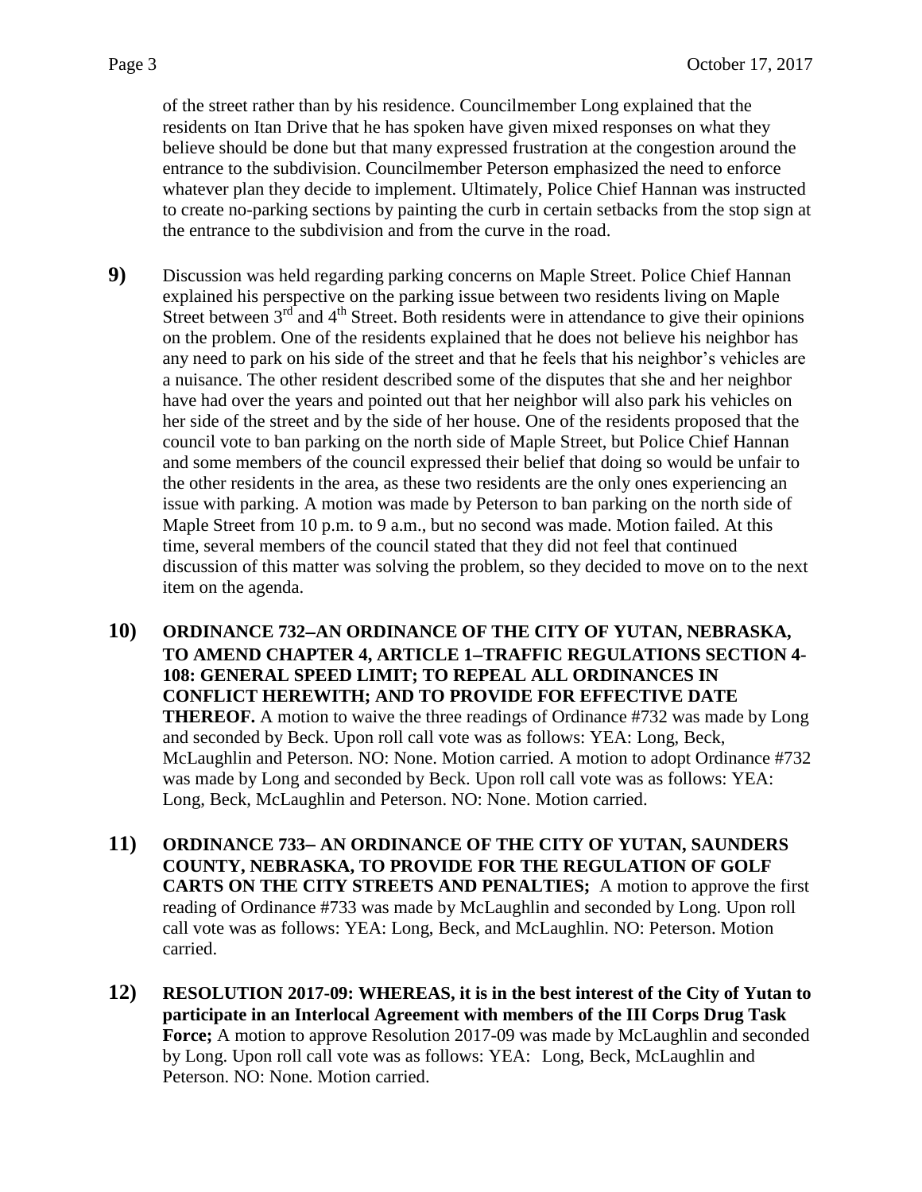of the street rather than by his residence. Councilmember Long explained that the residents on Itan Drive that he has spoken have given mixed responses on what they believe should be done but that many expressed frustration at the congestion around the entrance to the subdivision. Councilmember Peterson emphasized the need to enforce whatever plan they decide to implement. Ultimately, Police Chief Hannan was instructed to create no-parking sections by painting the curb in certain setbacks from the stop sign at the entrance to the subdivision and from the curve in the road.

**9)** Discussion was held regarding parking concerns on Maple Street. Police Chief Hannan explained his perspective on the parking issue between two residents living on Maple Street between 3rd and 4th Street. Both residents were in attendance to give their opinions on the problem. One of the residents explained that he does not believe his neighbor has any need to park on his side of the street and that he feels that his neighbor's vehicles are a nuisance. The other resident described some of the disputes that she and her neighbor have had over the years and pointed out that her neighbor will also park his vehicles on her side of the street and by the side of her house. One of the residents proposed that the council vote to ban parking on the north side of Maple Street, but Police Chief Hannan and some members of the council expressed their belief that doing so would be unfair to the other residents in the area, as these two residents are the only ones experiencing an issue with parking. A motion was made by Peterson to ban parking on the north side of Maple Street from 10 p.m. to 9 a.m., but no second was made. Motion failed. At this time, several members of the council stated that they did not feel that continued discussion of this matter was solving the problem, so they decided to move on to the next item on the agenda.

**10)** **ORDINANCE 732–AN ORDINANCE OF THE CITY OF YUTAN, NEBRASKA, TO AMEND CHAPTER 4, ARTICLE 1–TRAFFIC REGULATIONS SECTION 4-108: GENERAL SPEED LIMIT; TO REPEAL ALL ORDINANCES IN CONFLICT HEREWITH; AND TO PROVIDE FOR EFFECTIVE DATE THEREOF.** A motion to waive the three readings of Ordinance #732 was made by Long and seconded by Beck. Upon roll call vote was as follows: YEA: Long, Beck, McLaughlin and Peterson. NO: None. Motion carried. A motion to adopt Ordinance #732 was made by Long and seconded by Beck. Upon roll call vote was as follows: YEA: Long, Beck, McLaughlin and Peterson. NO: None. Motion carried.

**11)** **ORDINANCE 733– AN ORDINANCE OF THE CITY OF YUTAN, SAUNDERS COUNTY, NEBRASKA, TO PROVIDE FOR THE REGULATION OF GOLF CARTS ON THE CITY STREETS AND PENALTIES;** A motion to approve the first reading of Ordinance #733 was made by McLaughlin and seconded by Long. Upon roll call vote was as follows: YEA: Long, Beck, and McLaughlin. NO: Peterson. Motion carried.

**12)** **RESOLUTION 2017-09: WHEREAS, it is in the best interest of the City of Yutan to participate in an Interlocal Agreement with members of the III Corps Drug Task Force;** A motion to approve Resolution 2017-09 was made by McLaughlin and seconded by Long. Upon roll call vote was as follows: YEA: Long, Beck, McLaughlin and Peterson. NO: None. Motion carried.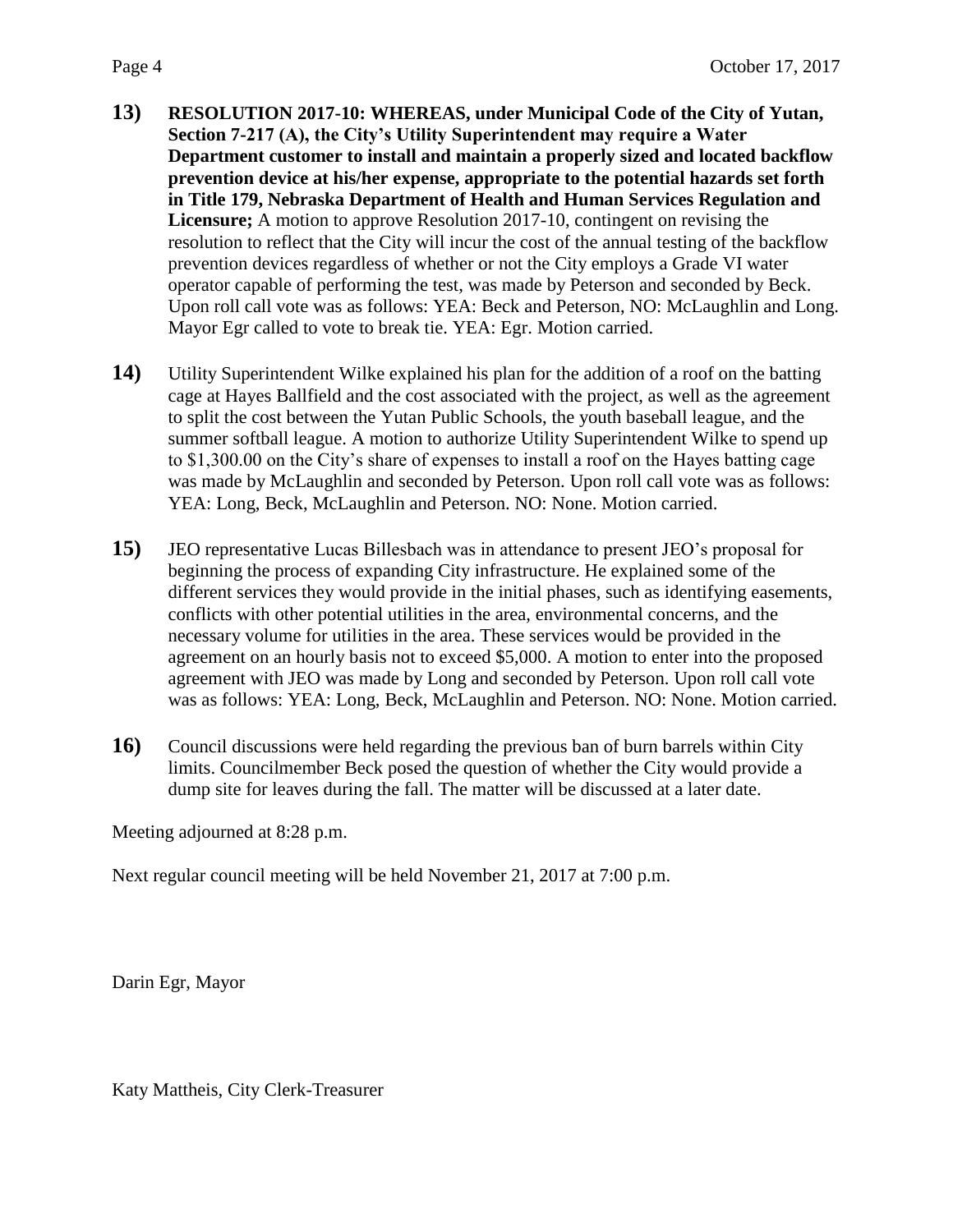**13)** **RESOLUTION 2017-10: WHEREAS, under Municipal Code of the City of Yutan, Section 7-217 (A), the City's Utility Superintendent may require a Water Department customer to install and maintain a properly sized and located backflow prevention device at his/her expense, appropriate to the potential hazards set forth in Title 179, Nebraska Department of Health and Human Services Regulation and Licensure;** A motion to approve Resolution 2017-10, contingent on revising the resolution to reflect that the City will incur the cost of the annual testing of the backflow prevention devices regardless of whether or not the City employs a Grade VI water operator capable of performing the test, was made by Peterson and seconded by Beck. Upon roll call vote was as follows: YEA: Beck and Peterson, NO: McLaughlin and Long. Mayor Egr called to vote to break tie. YEA: Egr. Motion carried.

**14)** Utility Superintendent Wilke explained his plan for the addition of a roof on the batting cage at Hayes Ballfield and the cost associated with the project, as well as the agreement to split the cost between the Yutan Public Schools, the youth baseball league, and the summer softball league. A motion to authorize Utility Superintendent Wilke to spend up to $1,300.00 on the City's share of expenses to install a roof on the Hayes batting cage was made by McLaughlin and seconded by Peterson. Upon roll call vote was as follows: YEA: Long, Beck, McLaughlin and Peterson. NO: None. Motion carried.

**15)** JEO representative Lucas Billesbach was in attendance to present JEO's proposal for beginning the process of expanding City infrastructure. He explained some of the different services they would provide in the initial phases, such as identifying easements, conflicts with other potential utilities in the area, environmental concerns, and the necessary volume for utilities in the area. These services would be provided in the agreement on an hourly basis not to exceed $5,000. A motion to enter into the proposed agreement with JEO was made by Long and seconded by Peterson. Upon roll call vote was as follows: YEA: Long, Beck, McLaughlin and Peterson. NO: None. Motion carried.

**16)** Council discussions were held regarding the previous ban of burn barrels within City limits. Councilmember Beck posed the question of whether the City would provide a dump site for leaves during the fall. The matter will be discussed at a later date.

Meeting adjourned at 8:28 p.m.

Next regular council meeting will be held November 21, 2017 at 7:00 p.m.

Darin Egr, Mayor

Katy Mattheis, City Clerk-Treasurer